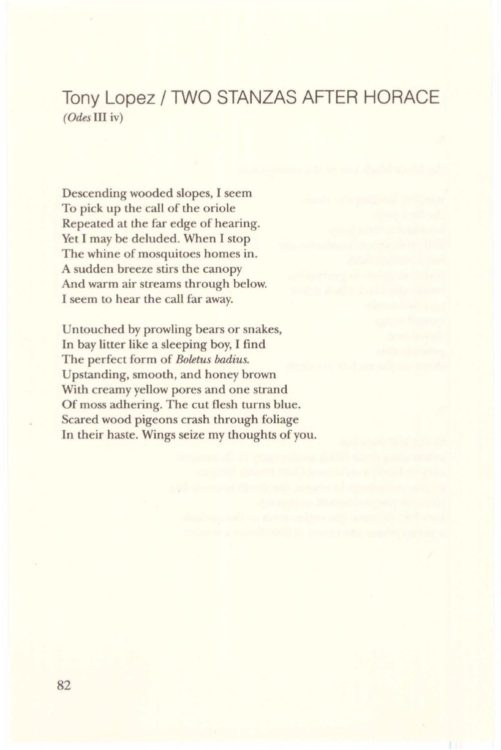# Tony Lopez / TWO STANZAS AFTER HORACE

*(Odes* III iv)

Descending wooded slopes, I seem
To pick up the call of the oriole
Repeated at the far edge of hearing.
Yet I may be deluded. When I stop
The whine of mosquitoes homes in.
A sudden breeze stirs the canopy
And warm air streams through below.
I seem to hear the call far away.

Untouched by prowling bears or snakes,
In bay litter like a sleeping boy, I find
The perfect form of *Boletus badius.*
Upstanding, smooth, and honey brown
With creamy yellow pores and one strand
Of moss adhering. The cut flesh turns blue.
Scared wood pigeons crash through foliage
In their haste. Wings seize my thoughts of you.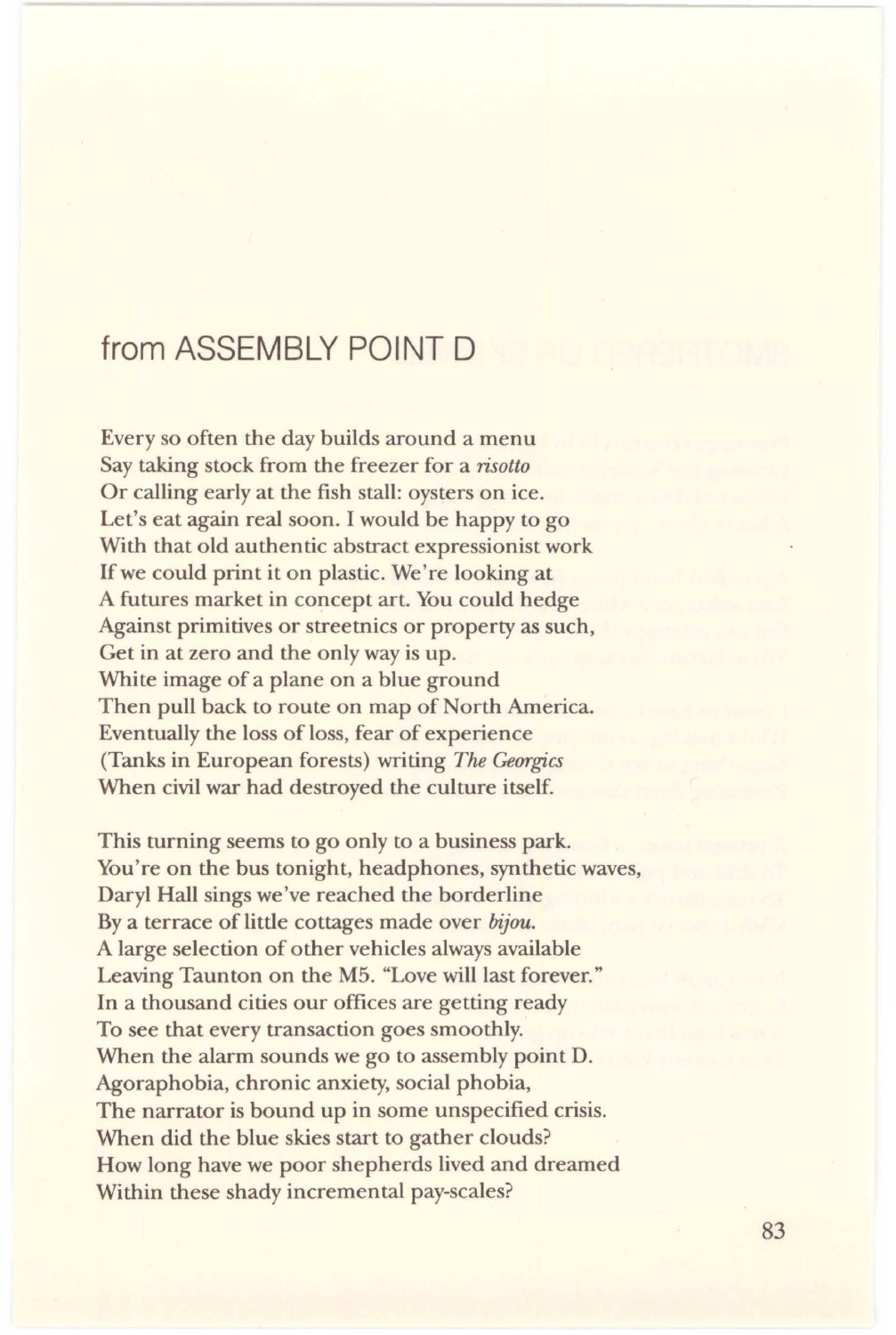## from ASSEMBLY POINT D

Every so often the day builds around a menu
Say taking stock from the freezer for a *risotto*
Or calling early at the fish stall: oysters on ice.
Let's eat again real soon. I would be happy to go
With that old authentic abstract expressionist work
If we could print it on plastic. We're looking at
A futures market in concept art. You could hedge
Against primitives or streetnics or property as such,
Get in at zero and the only way is up.
White image of a plane on a blue ground
Then pull back to route on map of North America.
Eventually the loss of loss, fear of experience
(Tanks in European forests) writing *The Georgics*
When civil war had destroyed the culture itself.

This turning seems to go only to a business park.
You're on the bus tonight, headphones, synthetic waves,
Daryl Hall sings we've reached the borderline
By a terrace of little cottages made over *bijou*.
A large selection of other vehicles always available
Leaving Taunton on the M5. "Love will last forever."
In a thousand cities our offices are getting ready
To see that every transaction goes smoothly.
When the alarm sounds we go to assembly point D.
Agoraphobia, chronic anxiety, social phobia,
The narrator is bound up in some unspecified crisis.
When did the blue skies start to gather clouds?
How long have we poor shepherds lived and dreamed
Within these shady incremental pay-scales?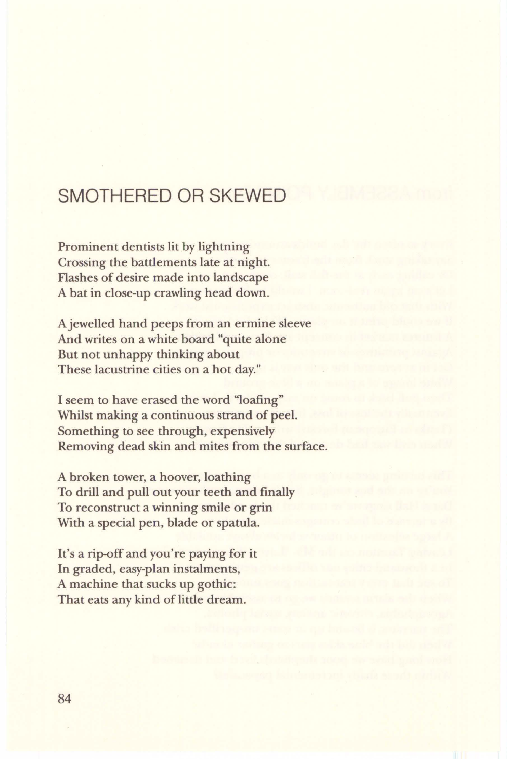## SMOTHERED OR SKEWED

Prominent dentists lit by lightning  
Crossing the battlements late at night.  
Flashes of desire made into landscape  
A bat in close-up crawling head down.

A jewelled hand peeps from an ermine sleeve  
And writes on a white board "quite alone  
But not unhappy thinking about  
These lacustrine cities on a hot day."

I seem to have erased the word "loafing"  
Whilst making a continuous strand of peel.  
Something to see through, expensively  
Removing dead skin and mites from the surface.

A broken tower, a hoover, loathing  
To drill and pull out your teeth and finally  
To reconstruct a winning smile or grin  
With a special pen, blade or spatula.

It's a rip-off and you're paying for it  
In graded, easy-plan instalments,  
A machine that sucks up gothic:  
That eats any kind of little dream.